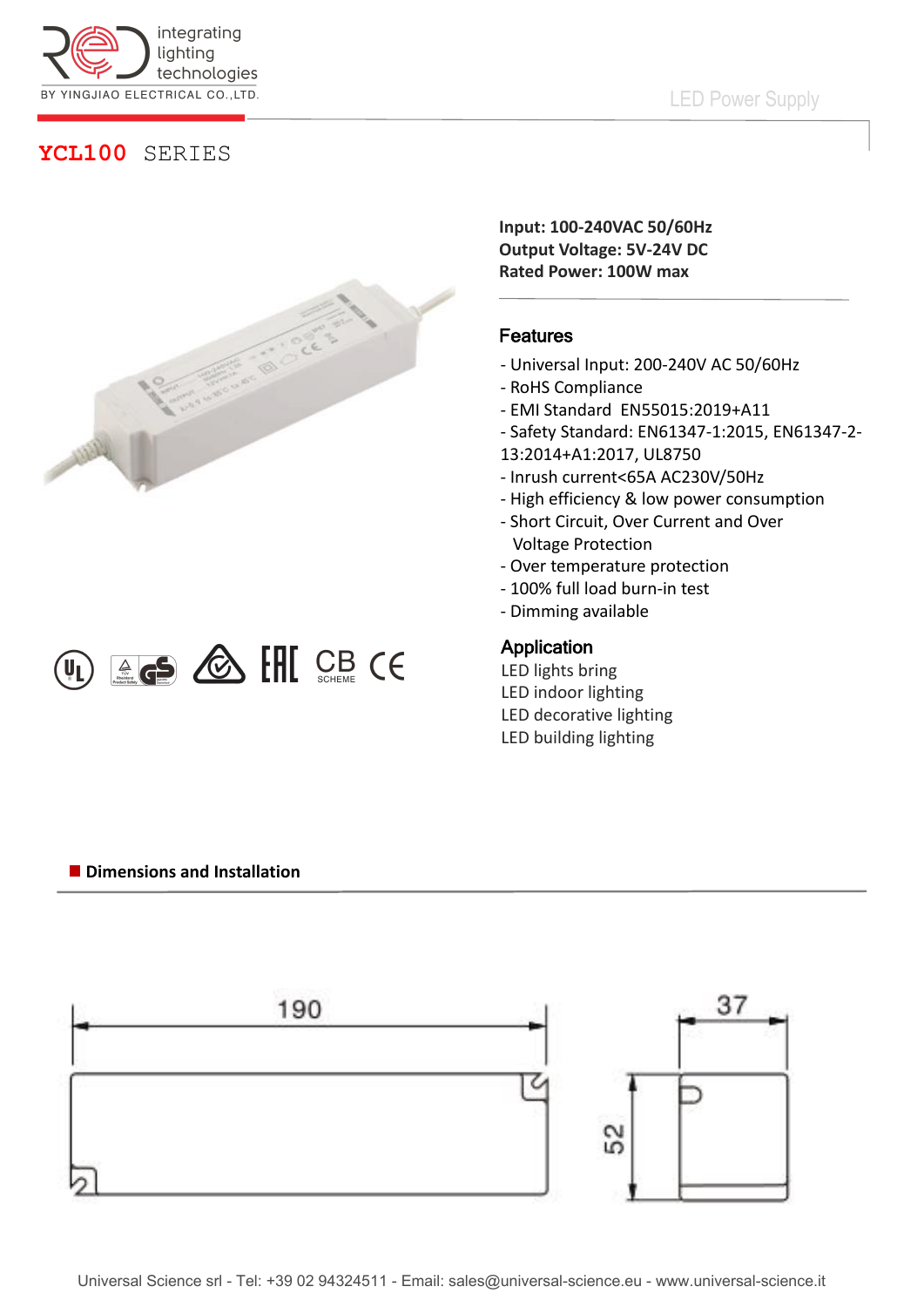integrating lighting technologies

BY YINGJIAO ELECTRICAL CO.,LTD.

LED Power Supply

# YCL100 SERIES

**Input: 100-240VAC 50/60Hz**
**Output Voltage: 5V-24V DC**
**Rated Power: 100W max**

## Features

- Universal Input: 200-240V AC 50/60Hz
- RoHS Compliance
- EMI Standard EN55015:2019+A11
- Safety Standard: EN61347-1:2015, EN61347-2-13:2014+A1:2017, UL8750
- Inrush current<65A AC230V/50Hz
- High efficiency & low power consumption
- Short Circuit, Over Current and Over Voltage Protection
- Over temperature protection
- 100% full load burn-in test
- Dimming available

## Application

LED lights bring
LED indoor lighting
LED decorative lighting
LED building lighting

## Dimensions and Installation

190

37

52

Universal Science srl - Tel: +39 02 94324511 - Email: sales@universal-science.eu - www.universal-science.it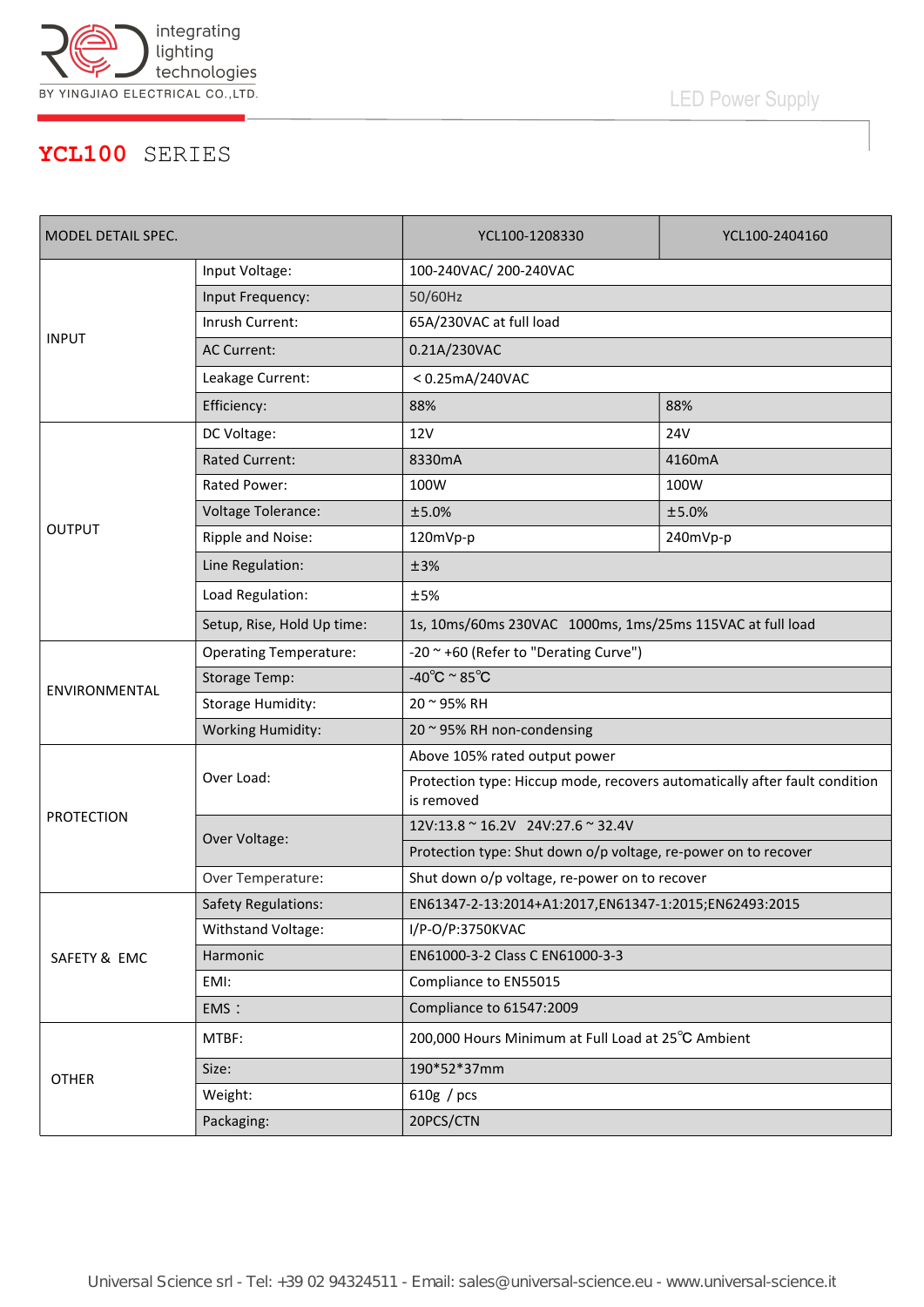# YCL100 SERIES

| MODEL DETAIL SPEC. | | YCL100-1208330 | YCL100-2404160 |
|---|---|---|---|
| INPUT | Input Voltage: | 100-240VAC/ 200-240VAC | |
| | Input Frequency: | 50/60Hz | |
| | Inrush Current: | 65A/230VAC at full load | |
| | AC Current: | 0.21A/230VAC | |
| | Leakage Current: | ＜0.25mA/240VAC | |
| | Efficiency: | 88% | 88% |
| OUTPUT | DC Voltage: | 12V | 24V |
| | Rated Current: | 8330mA | 4160mA |
| | Rated Power: | 100W | 100W |
| | Voltage Tolerance: | ±5.0% | ±5.0% |
| | Ripple and Noise: | 120mVp-p | 240mVp-p |
| | Line Regulation: | ±3% | |
| | Load Regulation: | ±5% | |
| | Setup, Rise, Hold Up time: | 1s, 10ms/60ms 230VAC 1000ms, 1ms/25ms 115VAC at full load | |
| ENVIRONMENTAL | Operating Temperature: | -20 ~ +60 (Refer to "Derating Curve") | |
| | Storage Temp: | -40℃ ~ 85℃ | |
| | Storage Humidity: | 20 ~ 95% RH | |
| | Working Humidity: | 20 ~ 95% RH non-condensing | |
| PROTECTION | Over Load: | Above 105% rated output power | |
| | | Protection type: Hiccup mode, recovers automatically after fault condition is removed | |
| | Over Voltage: | 12V:13.8 ~ 16.2V 24V:27.6 ~ 32.4V | |
| | | Protection type: Shut down o/p voltage, re-power on to recover | |
| | Over Temperature: | Shut down o/p voltage, re-power on to recover | |
| SAFETY & EMC | Safety Regulations: | EN61347-2-13:2014+A1:2017,EN61347-1:2015;EN62493:2015 | |
| | Withstand Voltage: | I/P-O/P:3750KVAC | |
| | Harmonic | EN61000-3-2 Class C EN61000-3-3 | |
| | EMI: | Compliance to EN55015 | |
| | EMS： | Compliance to 61547:2009 | |
| OTHER | MTBF: | 200,000 Hours Minimum at Full Load at 25℃ Ambient | |
| | Size: | 190*52*37mm | |
| | Weight: | 610g / pcs | |
| | Packaging: | 20PCS/CTN | |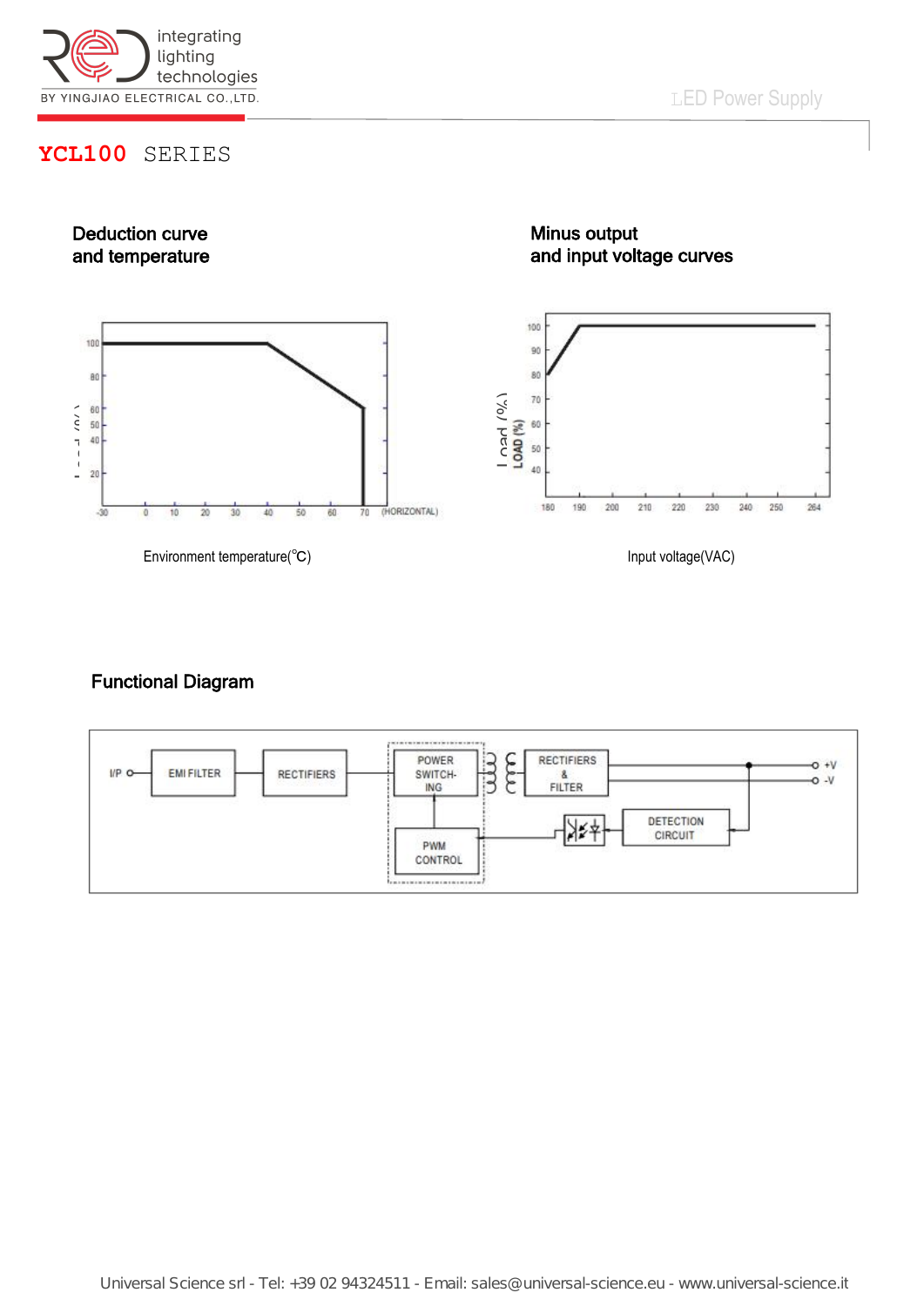## YCL100 SERIES

### Deduction curve and temperature

100
80
60
50
40
20
Load (%)
-30 0 10 20 30 40 50 60 70 (HORIZONTAL)

Environment temperature(℃)

### Minus output and input voltage curves

100
90
80
70
60
50
40
Load (%)
LOAD (%)
180 190 200 210 220 230 240 250 264

Input voltage(VAC)

### Functional Diagram

I/P
EMI FILTER
RECTIFIERS
POWER SWITCH-ING
PWM CONTROL
RECTIFIERS & FILTER
DETECTION CIRCUIT
+V
-V